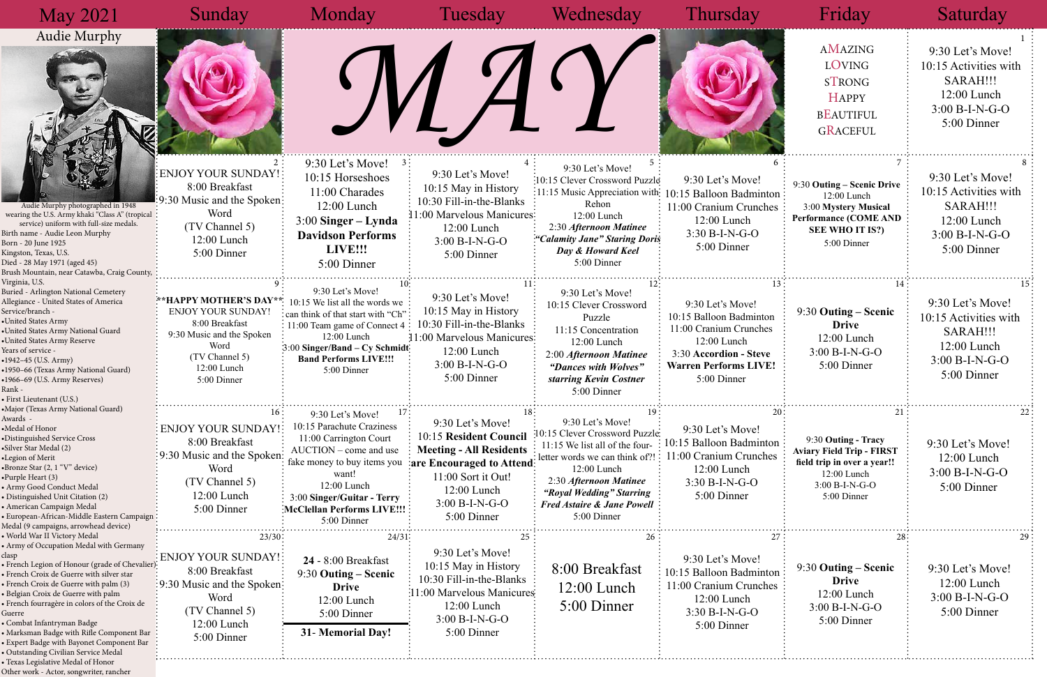# May 2021

## Audie Murphy

Audie Murphy photographed in 1948 wearing the U.S. Army khaki "Class A" (tropical service) uniform with full-size medals.

Birth name - Audie Leon Murphy
Born - 20 June 1925
Kingston, Texas, U.S.
Died - 28 May 1971 (aged 45)
Brush Mountain, near Catawba, Craig County, Virginia, U.S.
Buried - Arlington National Cemetery
Allegiance - United States of America
Service/branch -
•United States Army
•United States Army National Guard
•United States Army Reserve
Years of service -
•1942–45 (U.S. Army)
•1950–66 (Texas Army National Guard)
•1966–69 (U.S. Army Reserves)
Rank -
• First Lieutenant (U.S.)
•Major (Texas Army National Guard)
Awards -
•Medal of Honor
•Distinguished Service Cross
•Silver Star Medal (2)
•Legion of Merit
•Bronze Star (2, 1 "V" device)
•Purple Heart (3)
• Army Good Conduct Medal
• Distinguished Unit Citation (2)
• American Campaign Medal
• European-African-Middle Eastern Campaign Medal (9 campaigns, arrowhead device)
• World War II Victory Medal
• Army of Occupation Medal with Germany clasp
• French Legion of Honour (grade of Chevalier)
• French Croix de Guerre with silver star
• French Croix de Guerre with palm (3)
• Belgian Croix de Guerre with palm
• French fourragère in colors of the Croix de Guerre
• Combat Infantryman Badge
• Marksman Badge with Rifle Component Bar
• Expert Badge with Bayonet Component Bar
• Outstanding Civilian Service Medal
• Texas Legislative Medal of Honor
Other work - Actor, songwriter, rancher

| Sunday | Monday | Tuesday | Wednesday | Thursday | Friday | Saturday |
|---|---|---|---|---|---|---|
| | MAY | | | | AMAZING<br>LOVING<br>STRONG<br>HAPPY<br>BEAUTIFUL<br>GRACEFUL | 1<br>9:30 Let's Move!<br>10:15 Activities with SARAH!!!<br>12:00 Lunch<br>3:00 B-I-N-G-O<br>5:00 Dinner |
| 2<br>ENJOY YOUR SUNDAY!<br>8:00 Breakfast<br>9:30 Music and the Spoken Word<br>(TV Channel 5)<br>12:00 Lunch<br>5:00 Dinner | 3<br>9:30 Let's Move!<br>10:15 Horseshoes<br>11:00 Charades<br>12:00 Lunch<br>3:00 **Singer – Lynda Davidson Performs LIVE!!!**<br>5:00 Dinner | 4<br>9:30 Let's Move!<br>10:15 May in History<br>10:30 Fill-in-the-Blanks<br>11:00 Marvelous Manicures<br>12:00 Lunch<br>3:00 B-I-N-G-O<br>5:00 Dinner | 5<br>9:30 Let's Move!<br>10:15 Clever Crossword Puzzle<br>11:15 Music Appreciation with Rehon<br>12:00 Lunch<br>2:30 ***Afternoon Matinee "Calamity Jane" Staring Doris Day & Howard Keel***<br>5:00 Dinner | 6<br>9:30 Let's Move!<br>10:15 Balloon Badminton<br>11:00 Cranium Crunches<br>12:00 Lunch<br>3:30 B-I-N-G-O<br>5:00 Dinner | 7<br>9:30 **Outing – Scenic Drive**<br>12:00 Lunch<br>3:00 **Mystery Musical Performance (COME AND SEE WHO IT IS?)**<br>5:00 Dinner | 8<br>9:30 Let's Move!<br>10:15 Activities with SARAH!!!<br>12:00 Lunch<br>3:00 B-I-N-G-O<br>5:00 Dinner |
| 9<br>**\*\*HAPPY MOTHER'S DAY\*\***<br>ENJOY YOUR SUNDAY!<br>8:00 Breakfast<br>9:30 Music and the Spoken Word<br>(TV Channel 5)<br>12:00 Lunch<br>5:00 Dinner | 10<br>9:30 Let's Move!<br>10:15 We list all the words we can think of that start with "Ch"<br>11:00 Team game of Connect 4<br>12:00 Lunch<br>3:00 **Singer/Band – Cy Schmidt Band Performs LIVE!!!**<br>5:00 Dinner | 11<br>9:30 Let's Move!<br>10:15 May in History<br>10:30 Fill-in-the-Blanks<br>11:00 Marvelous Manicures<br>12:00 Lunch<br>3:00 B-I-N-G-O<br>5:00 Dinner | 12<br>9:30 Let's Move!<br>10:15 Clever Crossword Puzzle<br>11:15 Concentration<br>12:00 Lunch<br>2:00 ***Afternoon Matinee "Dances with Wolves" starring Kevin Costner***<br>5:00 Dinner | 13<br>9:30 Let's Move!<br>10:15 Balloon Badminton<br>11:00 Cranium Crunches<br>12:00 Lunch<br>3:30 **Accordion - Steve Warren Performs LIVE!**<br>5:00 Dinner | 14<br>9:30 **Outing – Scenic Drive**<br>12:00 Lunch<br>3:00 B-I-N-G-O<br>5:00 Dinner | 15<br>9:30 Let's Move!<br>10:15 Activities with SARAH!!!<br>12:00 Lunch<br>3:00 B-I-N-G-O<br>5:00 Dinner |
| 16<br>ENJOY YOUR SUNDAY!<br>8:00 Breakfast<br>9:30 Music and the Spoken Word<br>(TV Channel 5)<br>12:00 Lunch<br>5:00 Dinner | 17<br>9:30 Let's Move!<br>10:15 Parachute Craziness<br>11:00 Carrington Court AUCTION – come and use fake money to buy items you want!<br>12:00 Lunch<br>3:00 **Singer/Guitar - Terry McClellan Performs LIVE!!!**<br>5:00 Dinner | 18<br>9:30 Let's Move!<br>10:15 **Resident Council Meeting - All Residents are Encouraged to Attend**<br>11:00 Sort it Out!<br>12:00 Lunch<br>3:00 B-I-N-G-O<br>5:00 Dinner | 19<br>9:30 Let's Move!<br>10:15 Clever Crossword Puzzle<br>11:15 We list all of the four-letter words we can think of?!<br>12:00 Lunch<br>2:30 ***Afternoon Matinee "Royal Wedding" Starring Fred Astaire & Jane Powell***<br>5:00 Dinner | 20<br>9:30 Let's Move!<br>10:15 Balloon Badminton<br>11:00 Cranium Crunches<br>12:00 Lunch<br>3:30 B-I-N-G-O<br>5:00 Dinner | 21<br>9:30 **Outing - Tracy Aviary Field Trip - FIRST field trip in over a year!!**<br>12:00 Lunch<br>3:00 B-I-N-G-O<br>5:00 Dinner | 22<br>9:30 Let's Move!<br>12:00 Lunch<br>3:00 B-I-N-G-O<br>5:00 Dinner |
| 23/30<br>ENJOY YOUR SUNDAY!<br>8:00 Breakfast<br>9:30 Music and the Spoken Word<br>(TV Channel 5)<br>12:00 Lunch<br>5:00 Dinner | 24/31<br>**24** - 8:00 Breakfast<br>9:30 **Outing – Scenic Drive**<br>12:00 Lunch<br>5:00 Dinner<br>**31- Memorial Day!** | 25<br>9:30 Let's Move!<br>10:15 May in History<br>10:30 Fill-in-the-Blanks<br>11:00 Marvelous Manicures<br>12:00 Lunch<br>3:00 B-I-N-G-O<br>5:00 Dinner | 26<br>8:00 Breakfast<br>12:00 Lunch<br>5:00 Dinner | 27<br>9:30 Let's Move!<br>10:15 Balloon Badminton<br>11:00 Cranium Crunches<br>12:00 Lunch<br>3:30 B-I-N-G-O<br>5:00 Dinner | 28<br>9:30 **Outing – Scenic Drive**<br>12:00 Lunch<br>3:00 B-I-N-G-O<br>5:00 Dinner | 29<br>9:30 Let's Move!<br>12:00 Lunch<br>3:00 B-I-N-G-O<br>5:00 Dinner |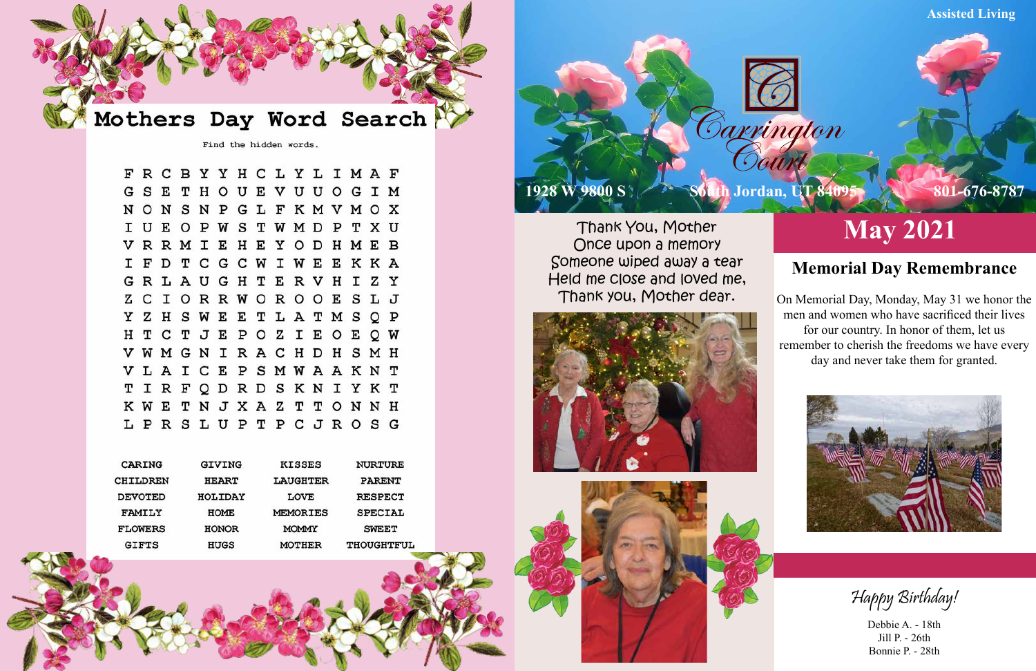## Mothers Day Word Search

Find the hidden words.

```
F R C B Y Y H C L Y L I M A F
G S E T H O U E V U U O G I M
N O N S N P G L F K M V M O X
I U E O P W S T W M D P T X U
V R R M I E H E Y O D H M E B
I F D T C G C W I W E E K K A
G R L A U G H T E R V H I Z Y
Z C I O R R W O R O O E S L J
Y Z H S W E E T L A T M S Q P
H T C T J E P O Z I E O E Q W
V W M G N I R A C H D H S M H
V L A I C E P S M W A A K N T
T I R F Q D R D S K N I Y K T
K W E T N J X A Z T T O N N H
L P R S L U P T P C J R O S G
```

| | | | |
|---|---|---|---|
| CARING | GIVING | KISSES | NURTURE |
| CHILDREN | HEART | LAUGHTER | PARENT |
| DEVOTED | HOLIDAY | LOVE | RESPECT |
| FAMILY | HOME | MEMORIES | SPECIAL |
| FLOWERS | HONOR | MOMMY | SWEET |
| GIFTS | HUGS | MOTHER | THOUGHTFUL |

Assisted Living

Carrington Court

1928 W 9800 S South Jordan, UT 84095 801-676-8787

Thank You, Mother
Once upon a memory
Someone wiped away a tear
Held me close and loved me,
Thank you, Mother dear.

# May 2021

## Memorial Day Remembrance

On Memorial Day, Monday, May 31 we honor the men and women who have sacrificed their lives for our country. In honor of them, let us remember to cherish the freedoms we have every day and never take them for granted.

*Happy Birthday!*

Debbie A. - 18th
Jill P. - 26th
Bonnie P. - 28th